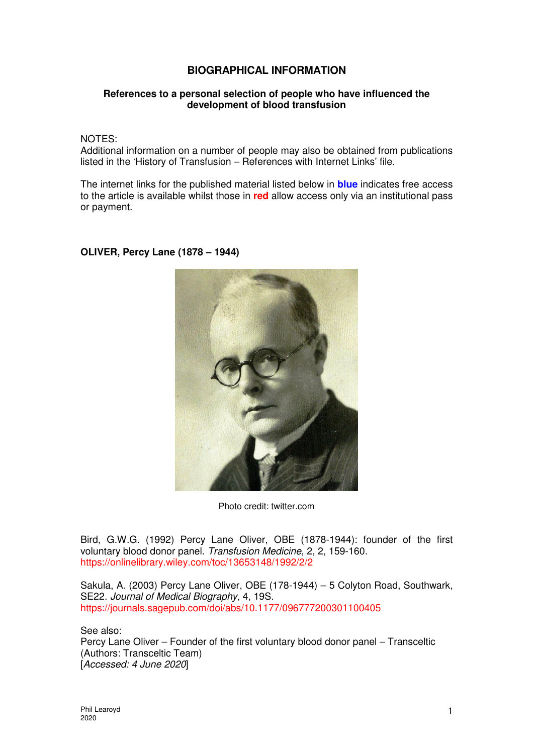# BIOGRAPHICAL INFORMATION

### References to a personal selection of people who have influenced the development of blood transfusion

NOTES:
Additional information on a number of people may also be obtained from publications listed in the 'History of Transfusion – References with Internet Links' file.

The internet links for the published material listed below in **blue** indicates free access to the article is available whilst those in **red** allow access only via an institutional pass or payment.

## OLIVER, Percy Lane (1878 – 1944)

Photo credit: twitter.com

Bird, G.W.G. (1992) Percy Lane Oliver, OBE (1878-1944): founder of the first voluntary blood donor panel. *Transfusion Medicine*, 2, 2, 159-160.
https://onlinelibrary.wiley.com/toc/13653148/1992/2/2

Sakula, A. (2003) Percy Lane Oliver, OBE (178-1944) – 5 Colyton Road, Southwark, SE22. *Journal of Medical Biography*, 4, 19S.
https://journals.sagepub.com/doi/abs/10.1177/096777200301100405

See also:
Percy Lane Oliver – Founder of the first voluntary blood donor panel – Transceltic (Authors: Transceltic Team)
[*Accessed: 4 June 2020*]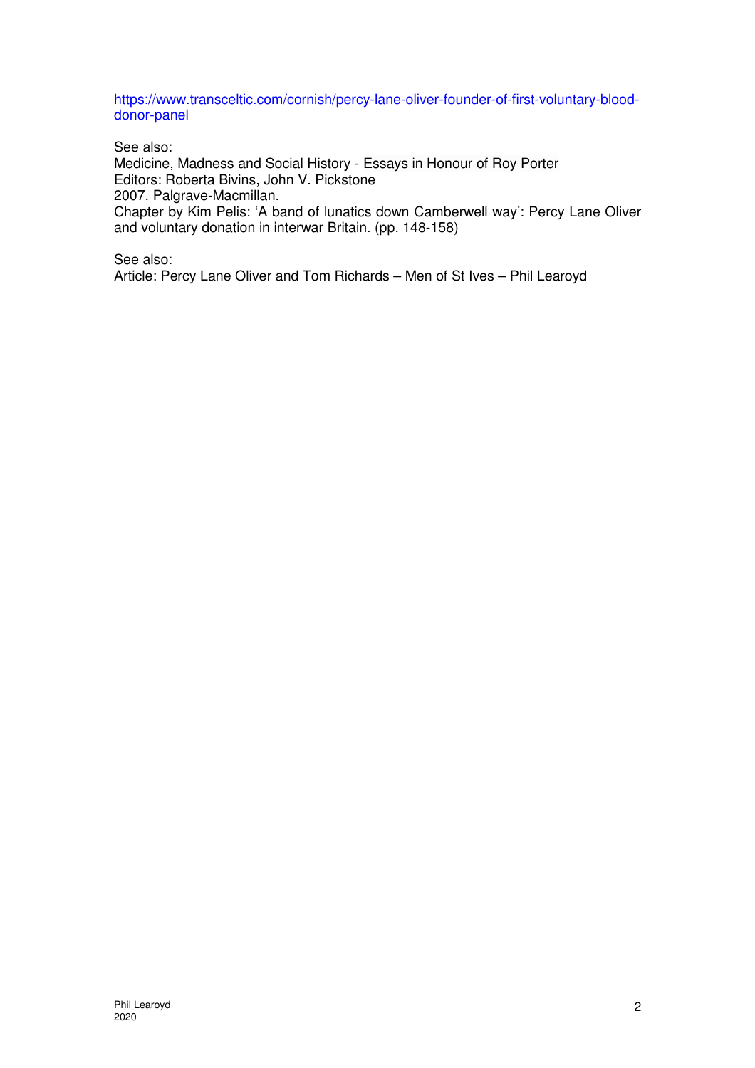https://www.transceltic.com/cornish/percy-lane-oliver-founder-of-first-voluntary-blood-donor-panel

See also:
Medicine, Madness and Social History - Essays in Honour of Roy Porter
Editors: Roberta Bivins, John V. Pickstone
2007. Palgrave-Macmillan.
Chapter by Kim Pelis: 'A band of lunatics down Camberwell way': Percy Lane Oliver and voluntary donation in interwar Britain. (pp. 148-158)

See also:
Article: Percy Lane Oliver and Tom Richards – Men of St Ives – Phil Learoyd